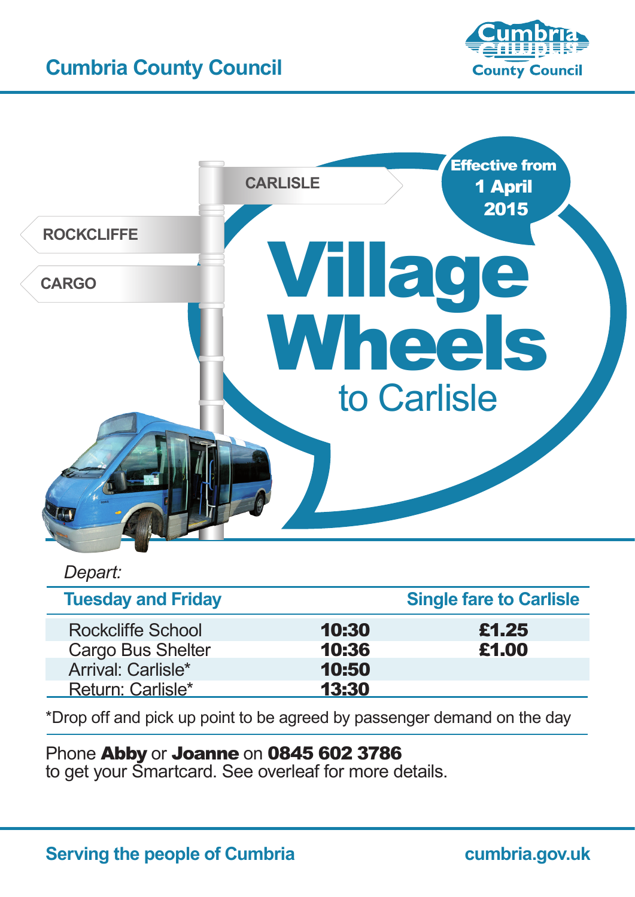Cumbria County Council

CARLISLE

ROCKCLIFFE

CARGO

**Effective from 1 April 2015**

# Village Wheels

## to Carlisle

*Depart:*

| Tuesday and Friday | | Single fare to Carlisle |
|---|---|---|
| Rockcliffe School | **10:30** | **£1.25** |
| Cargo Bus Shelter | **10:36** | **£1.00** |
| Arrival: Carlisle* | **10:50** | |
| Return: Carlisle* | **13:30** | |

*Drop off and pick up point to be agreed by passenger demand on the day

Phone **Abby** or **Joanne** on **0845 602 3786** to get your Smartcard. See overleaf for more details.

**Serving the people of Cumbria** **cumbria.gov.uk**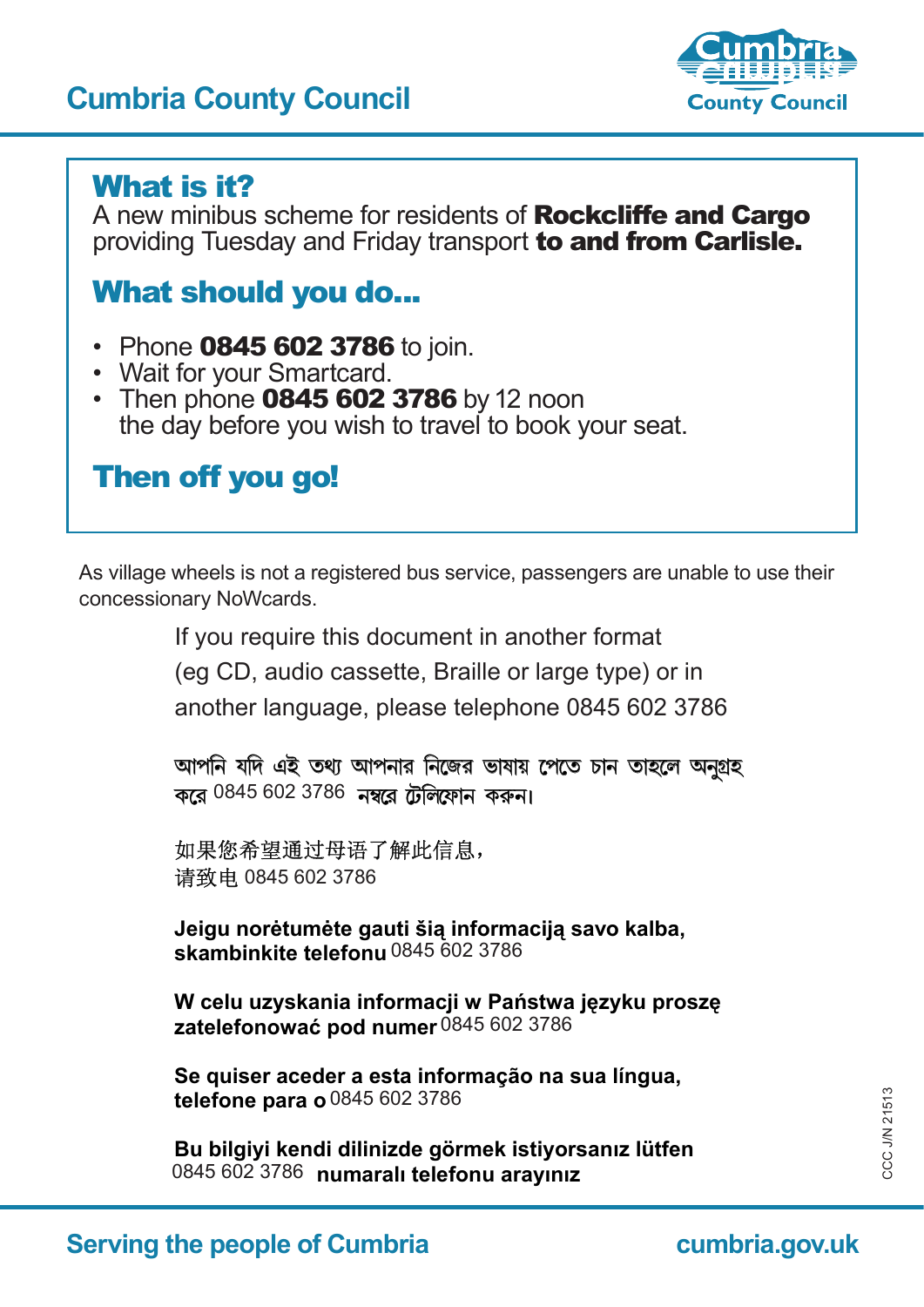# Cumbria County Council

## What is it?

A new minibus scheme for residents of **Rockcliffe and Cargo** providing Tuesday and Friday transport **to and from Carlisle.**

## What should you do...

- Phone **0845 602 3786** to join.
- Wait for your Smartcard.
- Then phone **0845 602 3786** by 12 noon the day before you wish to travel to book your seat.

## Then off you go!

As village wheels is not a registered bus service, passengers are unable to use their concessionary NoWcards.

If you require this document in another format (eg CD, audio cassette, Braille or large type) or in another language, please telephone 0845 602 3786

আপনি যদি এই তথ্য আপনার নিজের ভাষায় পেতে চান তাহলে অনুগ্রহ করে 0845 602 3786 নম্বরে টেলিফোন করুন।

如果您希望通过母语了解此信息，请致电 0845 602 3786

**Jeigu norėtumėte gauti šią informaciją savo kalba, skambinkite telefonu** 0845 602 3786

**W celu uzyskania informacji w Państwa języku proszę zatelefonować pod numer** 0845 602 3786

**Se quiser aceder a esta informação na sua língua, telefone para o** 0845 602 3786

**Bu bilgiyi kendi dilinizde görmek istiyorsanız lütfen** 0845 602 3786 **numaralı telefonu arayınız**

CCC J/N 21513

Serving the people of Cumbria

cumbria.gov.uk